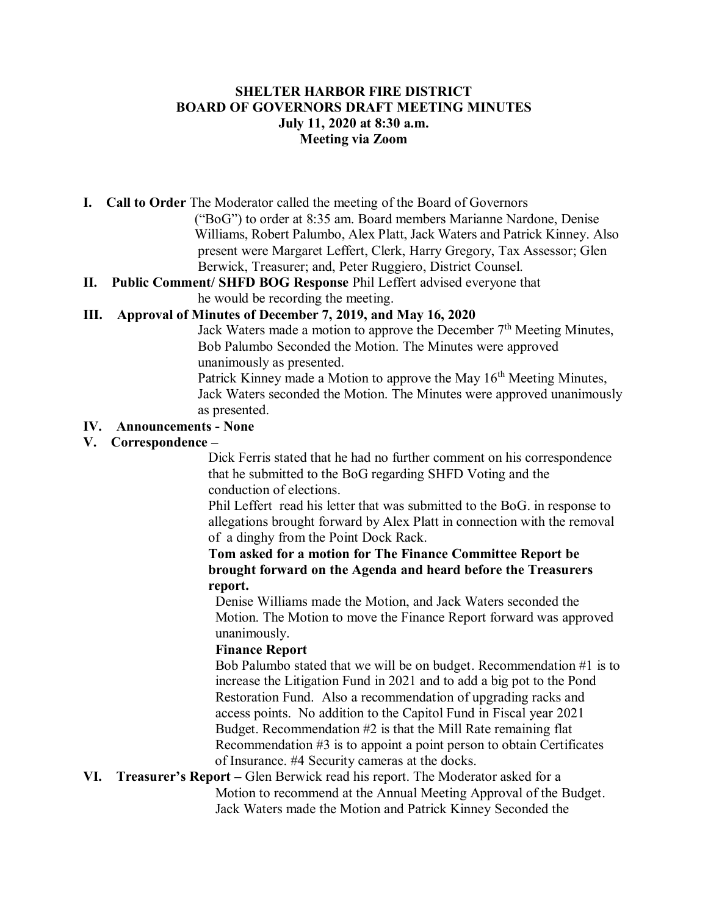**SHELTER HARBOR FIRE DISTRICT**
**BOARD OF GOVERNORS DRAFT MEETING MINUTES**
**July 11, 2020 at 8:30 a.m.**
**Meeting via Zoom**

**I. Call to Order** The Moderator called the meeting of the Board of Governors ("BoG") to order at 8:35 am. Board members Marianne Nardone, Denise Williams, Robert Palumbo, Alex Platt, Jack Waters and Patrick Kinney. Also present were Margaret Leffert, Clerk, Harry Gregory, Tax Assessor; Glen Berwick, Treasurer; and, Peter Ruggiero, District Counsel.

**II. Public Comment/ SHFD BOG Response** Phil Leffert advised everyone that he would be recording the meeting.

**III. Approval of Minutes of December 7, 2019, and May 16, 2020**

Jack Waters made a motion to approve the December 7th Meeting Minutes, Bob Palumbo Seconded the Motion. The Minutes were approved unanimously as presented.

Patrick Kinney made a Motion to approve the May 16th Meeting Minutes, Jack Waters seconded the Motion. The Minutes were approved unanimously as presented.

**IV. Announcements - None**

**V. Correspondence –**

Dick Ferris stated that he had no further comment on his correspondence that he submitted to the BoG regarding SHFD Voting and the conduction of elections.

Phil Leffert read his letter that was submitted to the BoG. in response to allegations brought forward by Alex Platt in connection with the removal of a dinghy from the Point Dock Rack.

**Tom asked for a motion for The Finance Committee Report be brought forward on the Agenda and heard before the Treasurers report.**

Denise Williams made the Motion, and Jack Waters seconded the Motion. The Motion to move the Finance Report forward was approved unanimously.

**Finance Report**

Bob Palumbo stated that we will be on budget. Recommendation #1 is to increase the Litigation Fund in 2021 and to add a big pot to the Pond Restoration Fund. Also a recommendation of upgrading racks and access points. No addition to the Capitol Fund in Fiscal year 2021 Budget. Recommendation #2 is that the Mill Rate remaining flat Recommendation #3 is to appoint a point person to obtain Certificates of Insurance. #4 Security cameras at the docks.

**VI. Treasurer's Report –** Glen Berwick read his report. The Moderator asked for a Motion to recommend at the Annual Meeting Approval of the Budget. Jack Waters made the Motion and Patrick Kinney Seconded the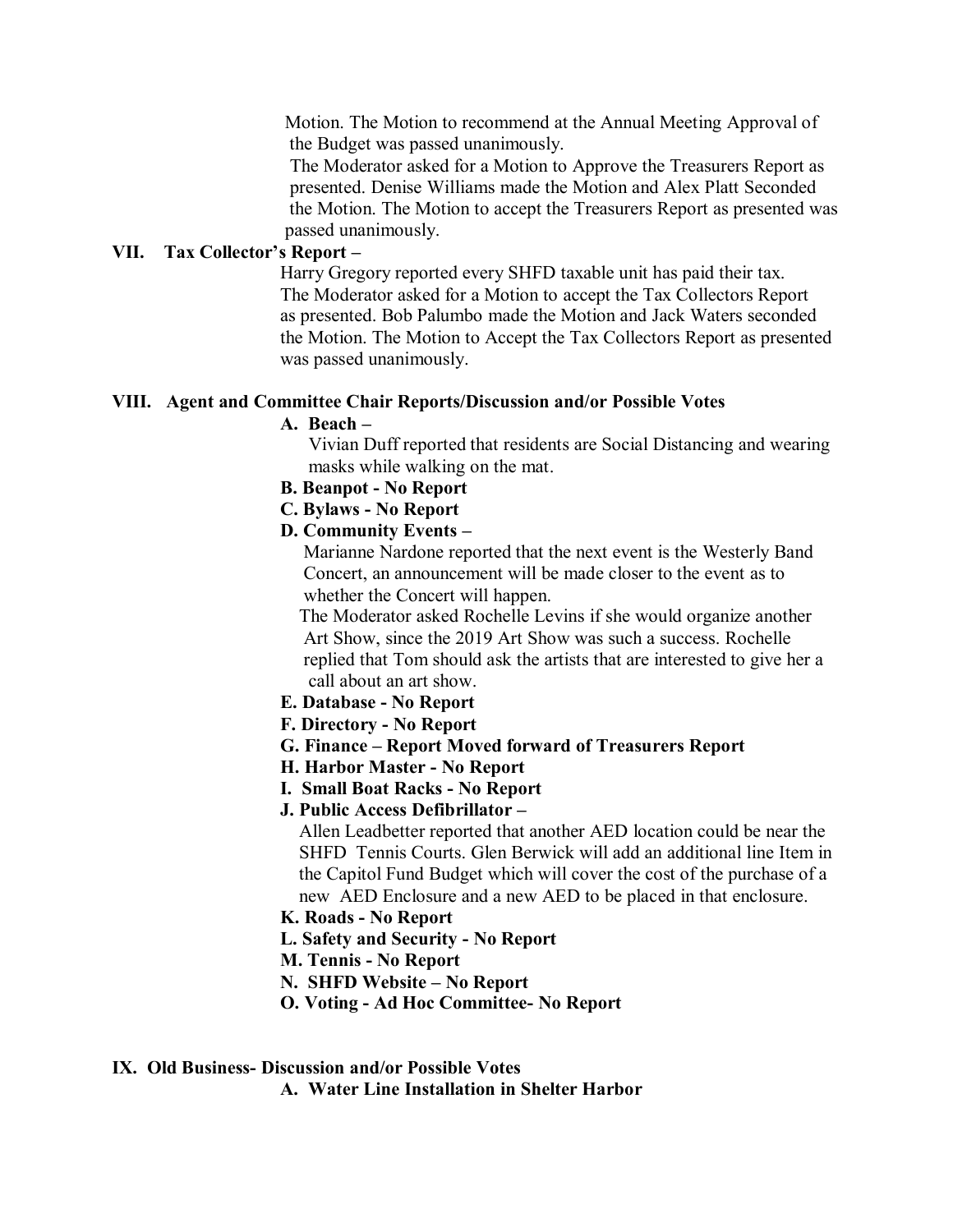Motion. The Motion to recommend at the Annual Meeting Approval of the Budget was passed unanimously.

The Moderator asked for a Motion to Approve the Treasurers Report as presented. Denise Williams made the Motion and Alex Platt Seconded the Motion. The Motion to accept the Treasurers Report as presented was passed unanimously.

**VII. Tax Collector's Report –**

Harry Gregory reported every SHFD taxable unit has paid their tax. The Moderator asked for a Motion to accept the Tax Collectors Report as presented. Bob Palumbo made the Motion and Jack Waters seconded the Motion. The Motion to Accept the Tax Collectors Report as presented was passed unanimously.

**VIII. Agent and Committee Chair Reports/Discussion and/or Possible Votes**

**A. Beach –**

Vivian Duff reported that residents are Social Distancing and wearing masks while walking on the mat.

**B. Beanpot - No Report**

**C. Bylaws - No Report**

**D. Community Events –**

Marianne Nardone reported that the next event is the Westerly Band Concert, an announcement will be made closer to the event as to whether the Concert will happen.

The Moderator asked Rochelle Levins if she would organize another Art Show, since the 2019 Art Show was such a success. Rochelle replied that Tom should ask the artists that are interested to give her a call about an art show.

**E. Database - No Report**

**F. Directory - No Report**

**G. Finance – Report Moved forward of Treasurers Report**

**H. Harbor Master - No Report**

**I. Small Boat Racks - No Report**

**J. Public Access Defibrillator –**

Allen Leadbetter reported that another AED location could be near the SHFD Tennis Courts. Glen Berwick will add an additional line Item in the Capitol Fund Budget which will cover the cost of the purchase of a new AED Enclosure and a new AED to be placed in that enclosure.

**K. Roads - No Report**

**L. Safety and Security - No Report**

**M. Tennis - No Report**

**N. SHFD Website – No Report**

**O. Voting - Ad Hoc Committee- No Report**

**IX. Old Business- Discussion and/or Possible Votes**

**A. Water Line Installation in Shelter Harbor**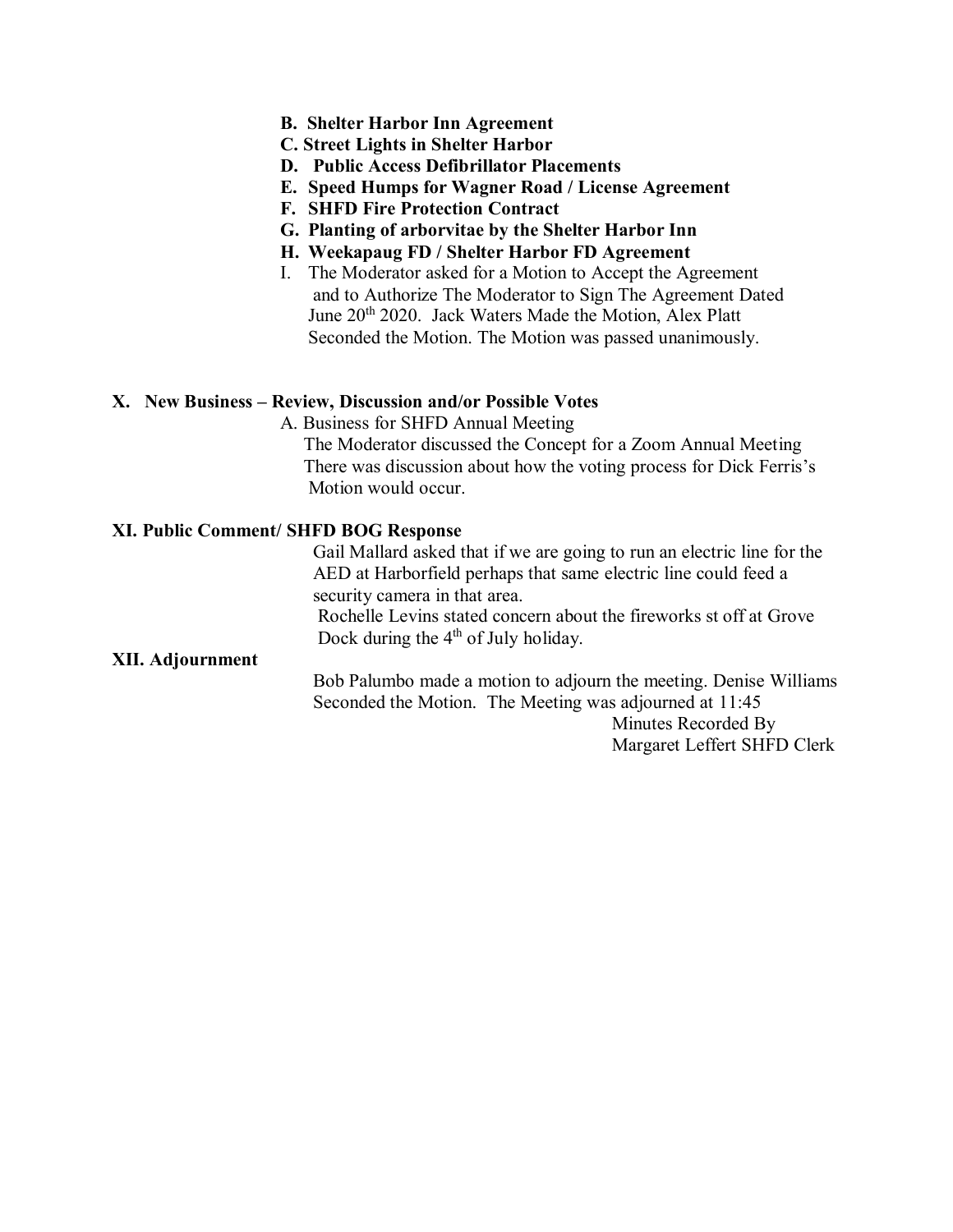**B. Shelter Harbor Inn Agreement**

**C. Street Lights in Shelter Harbor**

**D. Public Access Defibrillator Placements**

**E. Speed Humps for Wagner Road / License Agreement**

**F. SHFD Fire Protection Contract**

**G. Planting of arborvitae by the Shelter Harbor Inn**

**H. Weekapaug FD / Shelter Harbor FD Agreement**

I. The Moderator asked for a Motion to Accept the Agreement and to Authorize The Moderator to Sign The Agreement Dated June 20th 2020. Jack Waters Made the Motion, Alex Platt Seconded the Motion. The Motion was passed unanimously.

**X. New Business – Review, Discussion and/or Possible Votes**

A. Business for SHFD Annual Meeting

The Moderator discussed the Concept for a Zoom Annual Meeting There was discussion about how the voting process for Dick Ferris's Motion would occur.

**XI. Public Comment/ SHFD BOG Response**

Gail Mallard asked that if we are going to run an electric line for the AED at Harborfield perhaps that same electric line could feed a security camera in that area.

Rochelle Levins stated concern about the fireworks st off at Grove Dock during the 4th of July holiday.

**XII. Adjournment**

Bob Palumbo made a motion to adjourn the meeting. Denise Williams Seconded the Motion. The Meeting was adjourned at 11:45

Minutes Recorded By
Margaret Leffert SHFD Clerk